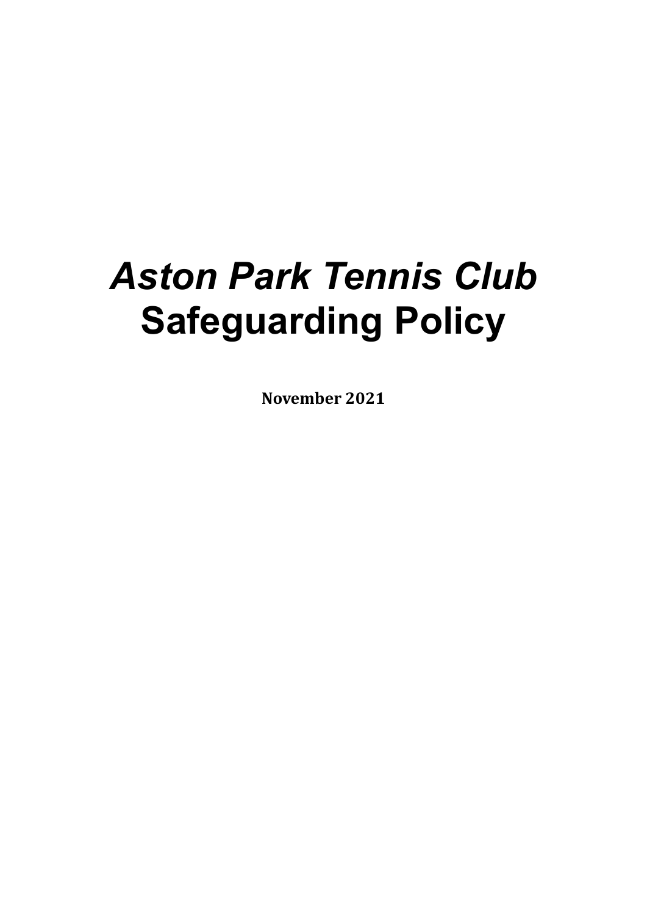# *Aston Park Tennis Club* Safeguarding Policy

**November 2021**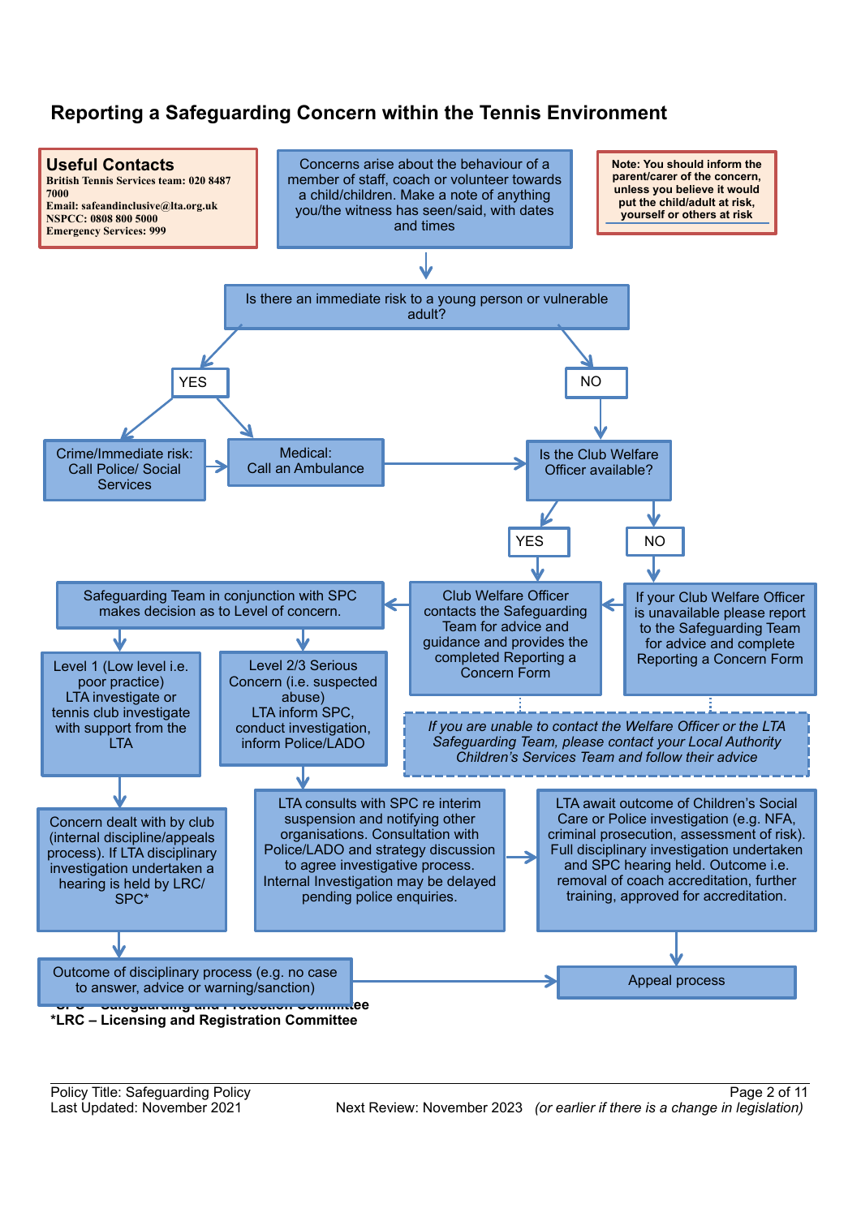## Reporting a Safeguarding Concern within the Tennis Environment

**Useful Contacts**
**British Tennis Services team: 020 8487 7000**
**Email: safeandinclusive@lta.org.uk**
**NSPCC: 0808 800 5000**
**Emergency Services: 999**

Concerns arise about the behaviour of a member of staff, coach or volunteer towards a child/children. Make a note of anything you/the witness has seen/said, with dates and times

**Note: You should inform the parent/carer of the concern, unless you believe it would put the child/adult at risk, yourself or others at risk**

Is there an immediate risk to a young person or vulnerable adult?

**YES**

- Crime/Immediate risk: Call Police/ Social Services
- Medical: Call an Ambulance

**NO**

Is the Club Welfare Officer available?

- **YES**: Club Welfare Officer contacts the Safeguarding Team for advice and guidance and provides the completed Reporting a Concern Form
- **NO**: If your Club Welfare Officer is unavailable please report to the Safeguarding Team for advice and complete Reporting a Concern Form

*If you are unable to contact the Welfare Officer or the LTA Safeguarding Team, please contact your Local Authority Children's Services Team and follow their advice*

Safeguarding Team in conjunction with SPC makes decision as to Level of concern.

- Level 1 (Low level i.e. poor practice) LTA investigate or tennis club investigate with support from the LTA
  - Concern dealt with by club (internal discipline/appeals process). If LTA disciplinary investigation undertaken a hearing is held by LRC/ SPC*
  - Outcome of disciplinary process (e.g. no case to answer, advice or warning/sanction)
- Level 2/3 Serious Concern (i.e. suspected abuse) LTA inform SPC, conduct investigation, inform Police/LADO
  - LTA consults with SPC re interim suspension and notifying other organisations. Consultation with Police/LADO and strategy discussion to agree investigative process. Internal Investigation may be delayed pending police enquiries.
  - LTA await outcome of Children's Social Care or Police investigation (e.g. NFA, criminal prosecution, assessment of risk). Full disciplinary investigation undertaken and SPC hearing held. Outcome i.e. removal of coach accreditation, further training, approved for accreditation.

Appeal process

**SPC – Safeguarding and Protection Committee**
**\*LRC – Licensing and Registration Committee**

Policy Title: Safeguarding Policy
Last Updated: November 2021
Next Review: November 2023 *(or earlier if there is a change in legislation)*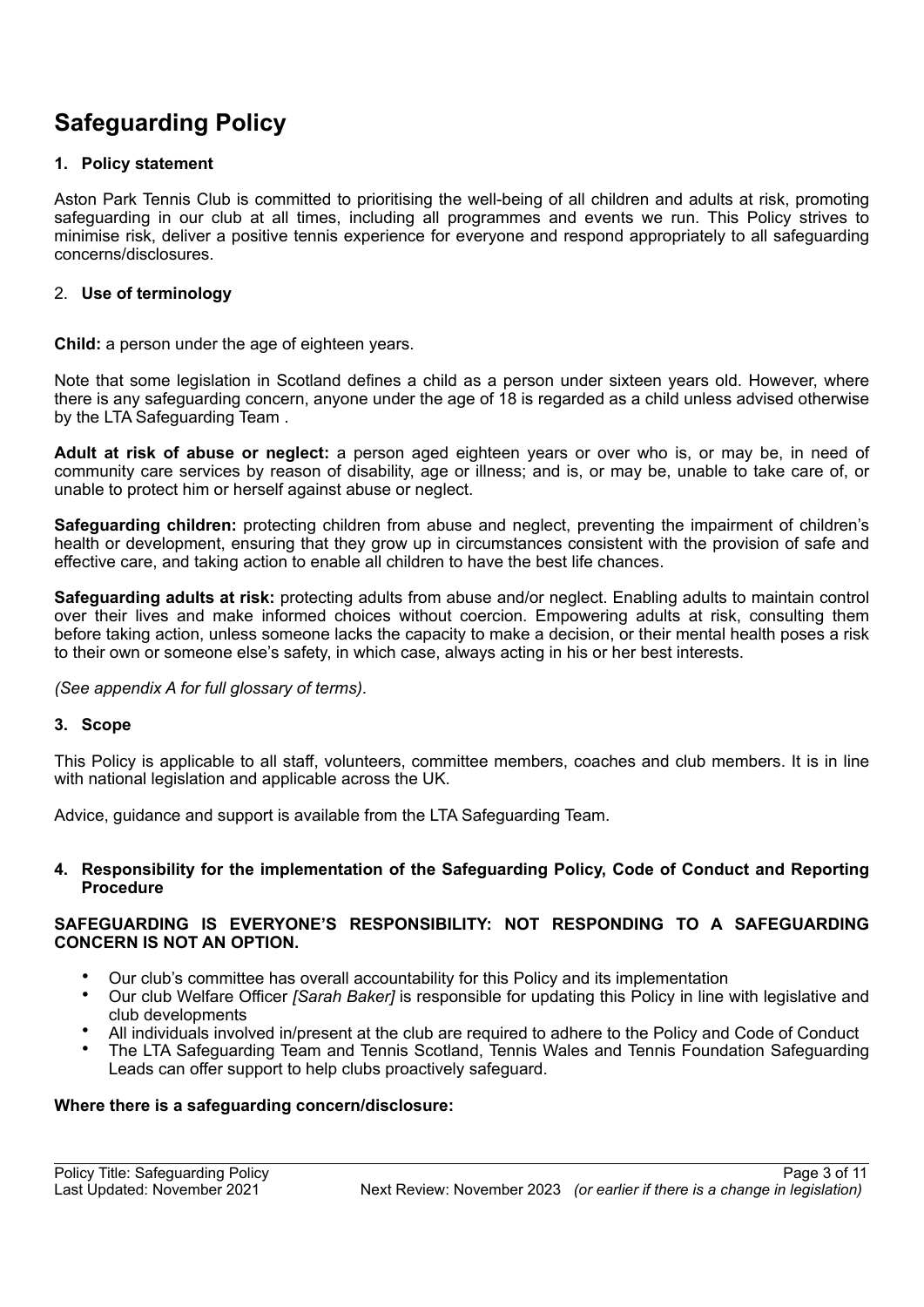# Safeguarding Policy

### 1. Policy statement

Aston Park Tennis Club is committed to prioritising the well-being of all children and adults at risk, promoting safeguarding in our club at all times, including all programmes and events we run. This Policy strives to minimise risk, deliver a positive tennis experience for everyone and respond appropriately to all safeguarding concerns/disclosures.

### 2. Use of terminology

**Child:** a person under the age of eighteen years.

Note that some legislation in Scotland defines a child as a person under sixteen years old. However, where there is any safeguarding concern, anyone under the age of 18 is regarded as a child unless advised otherwise by the LTA Safeguarding Team .

**Adult at risk of abuse or neglect:** a person aged eighteen years or over who is, or may be, in need of community care services by reason of disability, age or illness; and is, or may be, unable to take care of, or unable to protect him or herself against abuse or neglect.

**Safeguarding children:** protecting children from abuse and neglect, preventing the impairment of children's health or development, ensuring that they grow up in circumstances consistent with the provision of safe and effective care, and taking action to enable all children to have the best life chances.

**Safeguarding adults at risk:** protecting adults from abuse and/or neglect. Enabling adults to maintain control over their lives and make informed choices without coercion. Empowering adults at risk, consulting them before taking action, unless someone lacks the capacity to make a decision, or their mental health poses a risk to their own or someone else's safety, in which case, always acting in his or her best interests.

*(See appendix A for full glossary of terms).*

### 3. Scope

This Policy is applicable to all staff, volunteers, committee members, coaches and club members. It is in line with national legislation and applicable across the UK.

Advice, guidance and support is available from the LTA Safeguarding Team.

### 4. Responsibility for the implementation of the Safeguarding Policy, Code of Conduct and Reporting Procedure

**SAFEGUARDING IS EVERYONE'S RESPONSIBILITY: NOT RESPONDING TO A SAFEGUARDING CONCERN IS NOT AN OPTION.**

- Our club's committee has overall accountability for this Policy and its implementation
- Our club Welfare Officer *[Sarah Baker]* is responsible for updating this Policy in line with legislative and club developments
- All individuals involved in/present at the club are required to adhere to the Policy and Code of Conduct
- The LTA Safeguarding Team and Tennis Scotland, Tennis Wales and Tennis Foundation Safeguarding Leads can offer support to help clubs proactively safeguard.

**Where there is a safeguarding concern/disclosure:**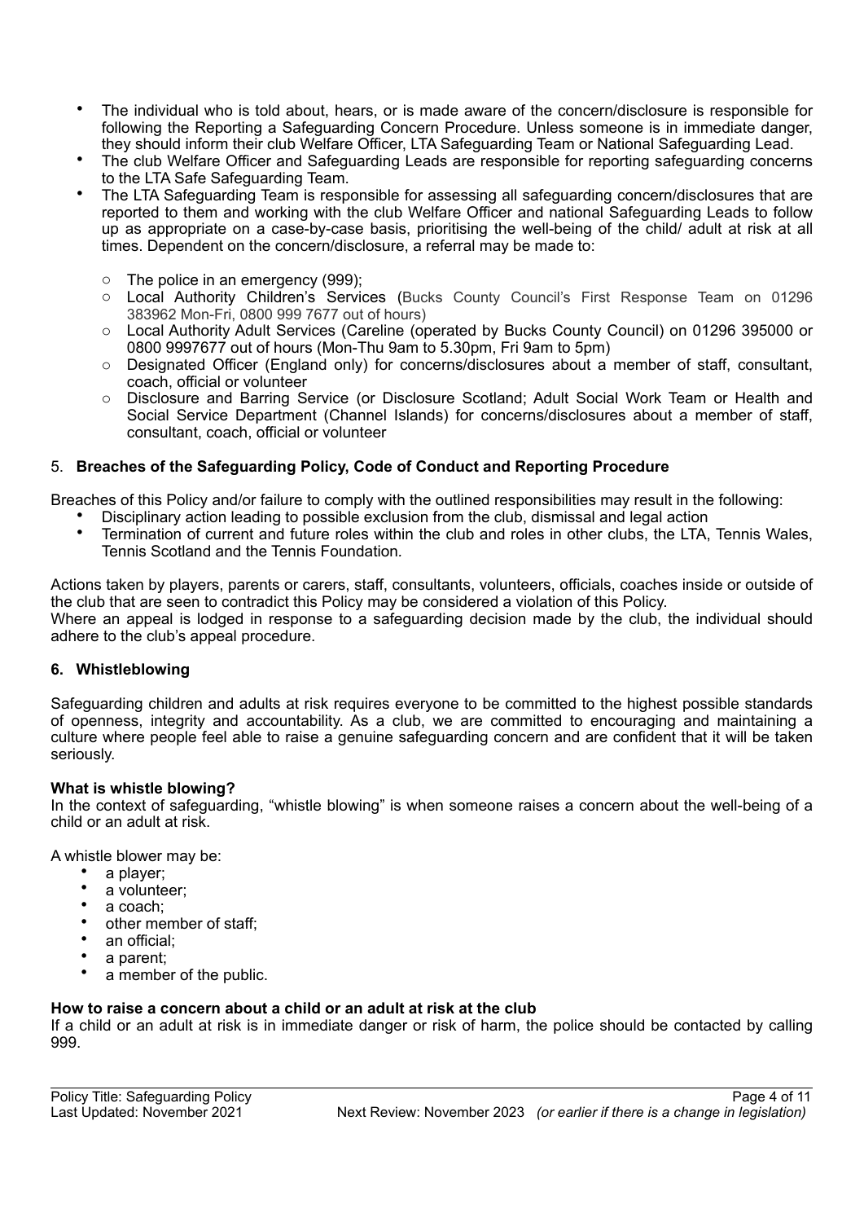- The individual who is told about, hears, or is made aware of the concern/disclosure is responsible for following the Reporting a Safeguarding Concern Procedure. Unless someone is in immediate danger, they should inform their club Welfare Officer, LTA Safeguarding Team or National Safeguarding Lead.
- The club Welfare Officer and Safeguarding Leads are responsible for reporting safeguarding concerns to the LTA Safe Safeguarding Team.
- The LTA Safeguarding Team is responsible for assessing all safeguarding concern/disclosures that are reported to them and working with the club Welfare Officer and national Safeguarding Leads to follow up as appropriate on a case-by-case basis, prioritising the well-being of the child/ adult at risk at all times. Dependent on the concern/disclosure, a referral may be made to:
    - The police in an emergency (999);
    - Local Authority Children's Services (Bucks County Council's First Response Team on 01296 383962 Mon-Fri, 0800 999 7677 out of hours)
    - Local Authority Adult Services (Careline (operated by Bucks County Council) on 01296 395000 or 0800 9997677 out of hours (Mon-Thu 9am to 5.30pm, Fri 9am to 5pm)
    - Designated Officer (England only) for concerns/disclosures about a member of staff, consultant, coach, official or volunteer
    - Disclosure and Barring Service (or Disclosure Scotland; Adult Social Work Team or Health and Social Service Department (Channel Islands) for concerns/disclosures about a member of staff, consultant, coach, official or volunteer

## 5. Breaches of the Safeguarding Policy, Code of Conduct and Reporting Procedure

Breaches of this Policy and/or failure to comply with the outlined responsibilities may result in the following:

- Disciplinary action leading to possible exclusion from the club, dismissal and legal action
- Termination of current and future roles within the club and roles in other clubs, the LTA, Tennis Wales, Tennis Scotland and the Tennis Foundation.

Actions taken by players, parents or carers, staff, consultants, volunteers, officials, coaches inside or outside of the club that are seen to contradict this Policy may be considered a violation of this Policy.
Where an appeal is lodged in response to a safeguarding decision made by the club, the individual should adhere to the club's appeal procedure.

## 6. Whistleblowing

Safeguarding children and adults at risk requires everyone to be committed to the highest possible standards of openness, integrity and accountability. As a club, we are committed to encouraging and maintaining a culture where people feel able to raise a genuine safeguarding concern and are confident that it will be taken seriously.

**What is whistle blowing?**
In the context of safeguarding, "whistle blowing" is when someone raises a concern about the well-being of a child or an adult at risk.

A whistle blower may be:

- a player;
- a volunteer;
- a coach;
- other member of staff;
- an official;
- a parent;
- a member of the public.

**How to raise a concern about a child or an adult at risk at the club**
If a child or an adult at risk is in immediate danger or risk of harm, the police should be contacted by calling 999.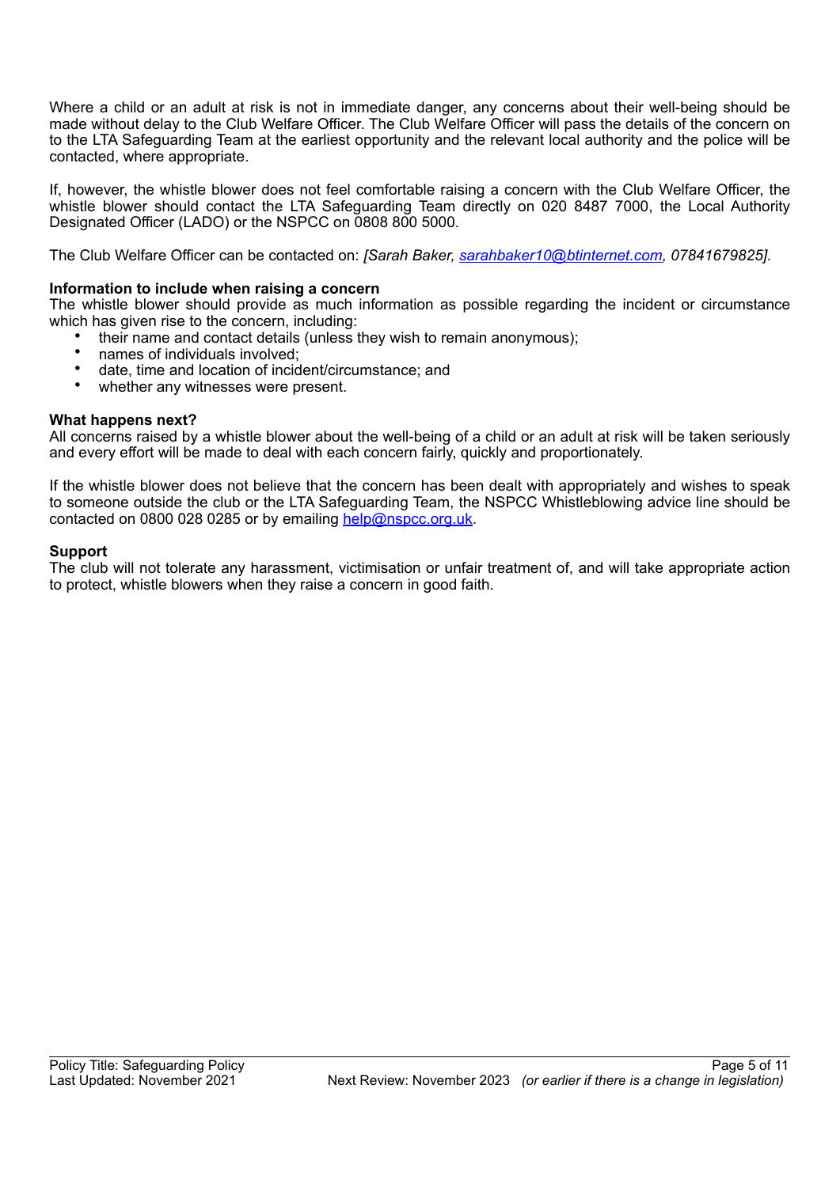Where a child or an adult at risk is not in immediate danger, any concerns about their well-being should be made without delay to the Club Welfare Officer. The Club Welfare Officer will pass the details of the concern on to the LTA Safeguarding Team at the earliest opportunity and the relevant local authority and the police will be contacted, where appropriate.

If, however, the whistle blower does not feel comfortable raising a concern with the Club Welfare Officer, the whistle blower should contact the LTA Safeguarding Team directly on 020 8487 7000, the Local Authority Designated Officer (LADO) or the NSPCC on 0808 800 5000.

The Club Welfare Officer can be contacted on: *[Sarah Baker, sarahbaker10@btinternet.com, 07841679825].*

**Information to include when raising a concern**

The whistle blower should provide as much information as possible regarding the incident or circumstance which has given rise to the concern, including:

- their name and contact details (unless they wish to remain anonymous);
- names of individuals involved;
- date, time and location of incident/circumstance; and
- whether any witnesses were present.

**What happens next?**

All concerns raised by a whistle blower about the well-being of a child or an adult at risk will be taken seriously and every effort will be made to deal with each concern fairly, quickly and proportionately.

If the whistle blower does not believe that the concern has been dealt with appropriately and wishes to speak to someone outside the club or the LTA Safeguarding Team, the NSPCC Whistleblowing advice line should be contacted on 0800 028 0285 or by emailing help@nspcc.org.uk.

**Support**

The club will not tolerate any harassment, victimisation or unfair treatment of, and will take appropriate action to protect, whistle blowers when they raise a concern in good faith.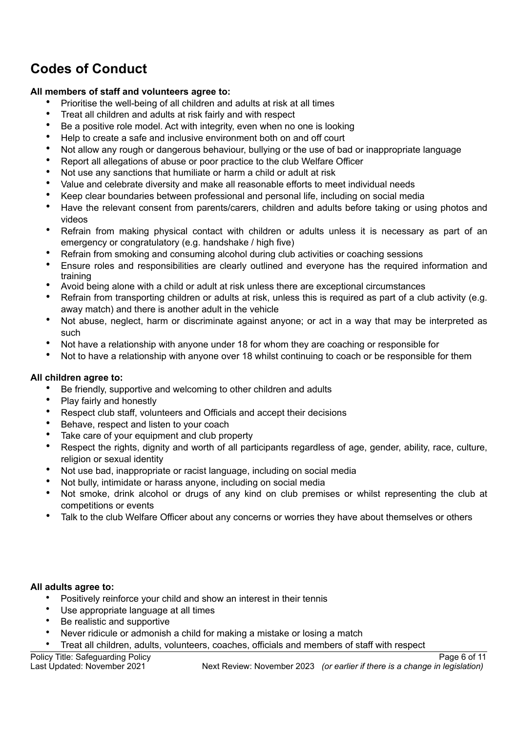## Codes of Conduct

**All members of staff and volunteers agree to:**

- Prioritise the well-being of all children and adults at risk at all times
- Treat all children and adults at risk fairly and with respect
- Be a positive role model. Act with integrity, even when no one is looking
- Help to create a safe and inclusive environment both on and off court
- Not allow any rough or dangerous behaviour, bullying or the use of bad or inappropriate language
- Report all allegations of abuse or poor practice to the club Welfare Officer
- Not use any sanctions that humiliate or harm a child or adult at risk
- Value and celebrate diversity and make all reasonable efforts to meet individual needs
- Keep clear boundaries between professional and personal life, including on social media
- Have the relevant consent from parents/carers, children and adults before taking or using photos and videos
- Refrain from making physical contact with children or adults unless it is necessary as part of an emergency or congratulatory (e.g. handshake / high five)
- Refrain from smoking and consuming alcohol during club activities or coaching sessions
- Ensure roles and responsibilities are clearly outlined and everyone has the required information and training
- Avoid being alone with a child or adult at risk unless there are exceptional circumstances
- Refrain from transporting children or adults at risk, unless this is required as part of a club activity (e.g. away match) and there is another adult in the vehicle
- Not abuse, neglect, harm or discriminate against anyone; or act in a way that may be interpreted as such
- Not have a relationship with anyone under 18 for whom they are coaching or responsible for
- Not to have a relationship with anyone over 18 whilst continuing to coach or be responsible for them

**All children agree to:**

- Be friendly, supportive and welcoming to other children and adults
- Play fairly and honestly
- Respect club staff, volunteers and Officials and accept their decisions
- Behave, respect and listen to your coach
- Take care of your equipment and club property
- Respect the rights, dignity and worth of all participants regardless of age, gender, ability, race, culture, religion or sexual identity
- Not use bad, inappropriate or racist language, including on social media
- Not bully, intimidate or harass anyone, including on social media
- Not smoke, drink alcohol or drugs of any kind on club premises or whilst representing the club at competitions or events
- Talk to the club Welfare Officer about any concerns or worries they have about themselves or others

**All adults agree to:**

- Positively reinforce your child and show an interest in their tennis
- Use appropriate language at all times
- Be realistic and supportive
- Never ridicule or admonish a child for making a mistake or losing a match
- Treat all children, adults, volunteers, coaches, officials and members of staff with respect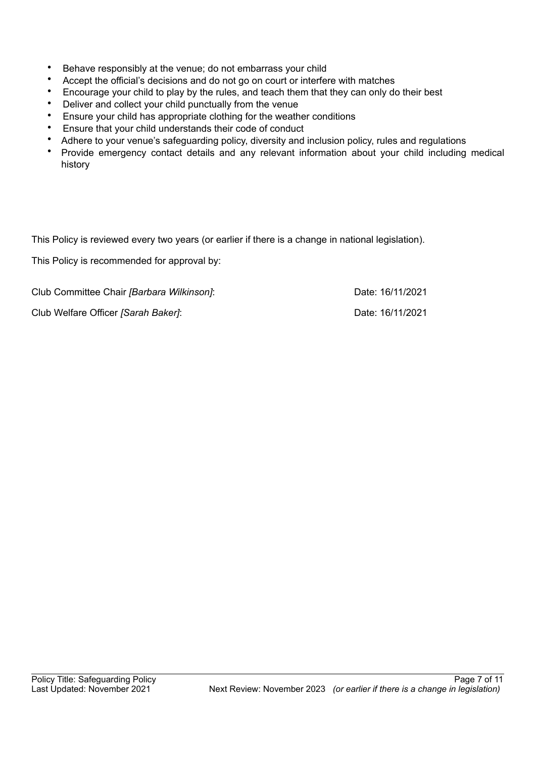- Behave responsibly at the venue; do not embarrass your child
- Accept the official's decisions and do not go on court or interfere with matches
- Encourage your child to play by the rules, and teach them that they can only do their best
- Deliver and collect your child punctually from the venue
- Ensure your child has appropriate clothing for the weather conditions
- Ensure that your child understands their code of conduct
- Adhere to your venue's safeguarding policy, diversity and inclusion policy, rules and regulations
- Provide emergency contact details and any relevant information about your child including medical history

This Policy is reviewed every two years (or earlier if there is a change in national legislation).

This Policy is recommended for approval by:

Club Committee Chair *[Barbara Wilkinson]*: Date: 16/11/2021

Club Welfare Officer *[Sarah Baker]*: Date: 16/11/2021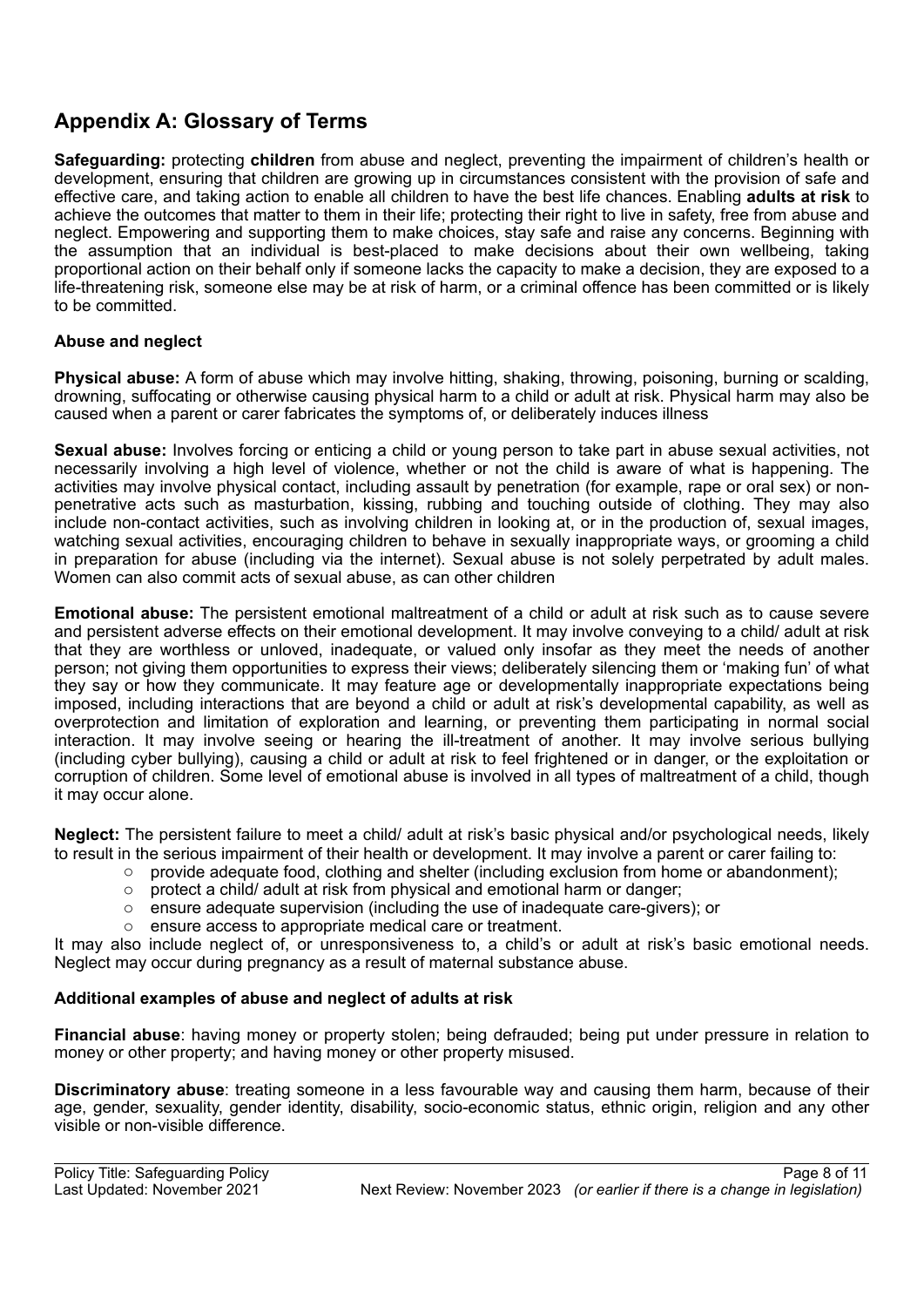## Appendix A: Glossary of Terms

**Safeguarding:** protecting **children** from abuse and neglect, preventing the impairment of children's health or development, ensuring that children are growing up in circumstances consistent with the provision of safe and effective care, and taking action to enable all children to have the best life chances. Enabling **adults at risk** to achieve the outcomes that matter to them in their life; protecting their right to live in safety, free from abuse and neglect. Empowering and supporting them to make choices, stay safe and raise any concerns. Beginning with the assumption that an individual is best-placed to make decisions about their own wellbeing, taking proportional action on their behalf only if someone lacks the capacity to make a decision, they are exposed to a life-threatening risk, someone else may be at risk of harm, or a criminal offence has been committed or is likely to be committed.

### Abuse and neglect

**Physical abuse:** A form of abuse which may involve hitting, shaking, throwing, poisoning, burning or scalding, drowning, suffocating or otherwise causing physical harm to a child or adult at risk. Physical harm may also be caused when a parent or carer fabricates the symptoms of, or deliberately induces illness

**Sexual abuse:** Involves forcing or enticing a child or young person to take part in abuse sexual activities, not necessarily involving a high level of violence, whether or not the child is aware of what is happening. The activities may involve physical contact, including assault by penetration (for example, rape or oral sex) or non-penetrative acts such as masturbation, kissing, rubbing and touching outside of clothing. They may also include non-contact activities, such as involving children in looking at, or in the production of, sexual images, watching sexual activities, encouraging children to behave in sexually inappropriate ways, or grooming a child in preparation for abuse (including via the internet). Sexual abuse is not solely perpetrated by adult males. Women can also commit acts of sexual abuse, as can other children

**Emotional abuse:** The persistent emotional maltreatment of a child or adult at risk such as to cause severe and persistent adverse effects on their emotional development. It may involve conveying to a child/ adult at risk that they are worthless or unloved, inadequate, or valued only insofar as they meet the needs of another person; not giving them opportunities to express their views; deliberately silencing them or 'making fun' of what they say or how they communicate. It may feature age or developmentally inappropriate expectations being imposed, including interactions that are beyond a child or adult at risk's developmental capability, as well as overprotection and limitation of exploration and learning, or preventing them participating in normal social interaction. It may involve seeing or hearing the ill-treatment of another. It may involve serious bullying (including cyber bullying), causing a child or adult at risk to feel frightened or in danger, or the exploitation or corruption of children. Some level of emotional abuse is involved in all types of maltreatment of a child, though it may occur alone.

**Neglect:** The persistent failure to meet a child/ adult at risk's basic physical and/or psychological needs, likely to result in the serious impairment of their health or development. It may involve a parent or carer failing to:

- provide adequate food, clothing and shelter (including exclusion from home or abandonment);
- protect a child/ adult at risk from physical and emotional harm or danger;
- ensure adequate supervision (including the use of inadequate care-givers); or
- ensure access to appropriate medical care or treatment.

It may also include neglect of, or unresponsiveness to, a child's or adult at risk's basic emotional needs. Neglect may occur during pregnancy as a result of maternal substance abuse.

### Additional examples of abuse and neglect of adults at risk

**Financial abuse**: having money or property stolen; being defrauded; being put under pressure in relation to money or other property; and having money or other property misused.

**Discriminatory abuse**: treating someone in a less favourable way and causing them harm, because of their age, gender, sexuality, gender identity, disability, socio-economic status, ethnic origin, religion and any other visible or non-visible difference.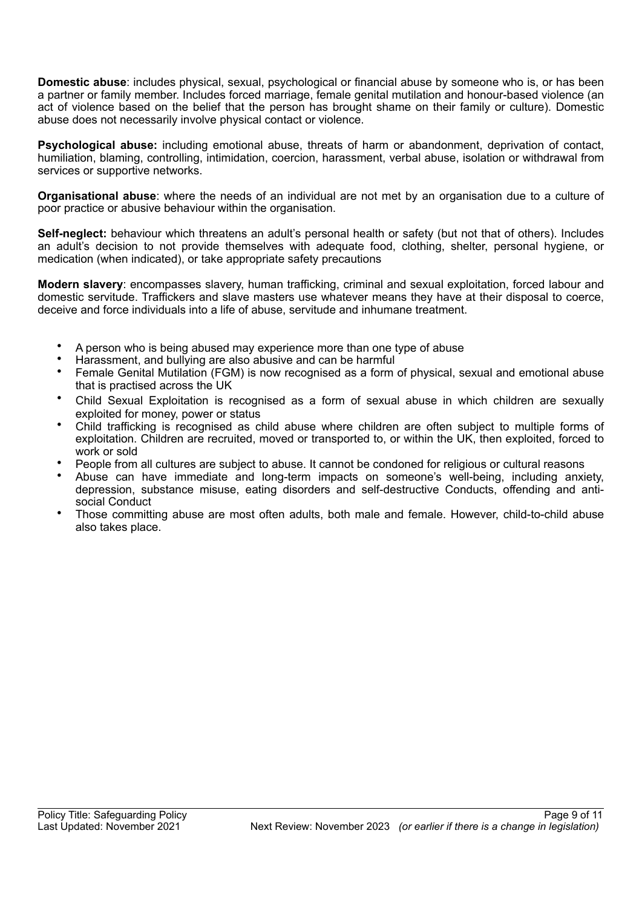**Domestic abuse**: includes physical, sexual, psychological or financial abuse by someone who is, or has been a partner or family member. Includes forced marriage, female genital mutilation and honour-based violence (an act of violence based on the belief that the person has brought shame on their family or culture). Domestic abuse does not necessarily involve physical contact or violence.

**Psychological abuse:** including emotional abuse, threats of harm or abandonment, deprivation of contact, humiliation, blaming, controlling, intimidation, coercion, harassment, verbal abuse, isolation or withdrawal from services or supportive networks.

**Organisational abuse**: where the needs of an individual are not met by an organisation due to a culture of poor practice or abusive behaviour within the organisation.

**Self-neglect:** behaviour which threatens an adult's personal health or safety (but not that of others). Includes an adult's decision to not provide themselves with adequate food, clothing, shelter, personal hygiene, or medication (when indicated), or take appropriate safety precautions

**Modern slavery**: encompasses slavery, human trafficking, criminal and sexual exploitation, forced labour and domestic servitude. Traffickers and slave masters use whatever means they have at their disposal to coerce, deceive and force individuals into a life of abuse, servitude and inhumane treatment.

- A person who is being abused may experience more than one type of abuse
- Harassment, and bullying are also abusive and can be harmful
- Female Genital Mutilation (FGM) is now recognised as a form of physical, sexual and emotional abuse that is practised across the UK
- Child Sexual Exploitation is recognised as a form of sexual abuse in which children are sexually exploited for money, power or status
- Child trafficking is recognised as child abuse where children are often subject to multiple forms of exploitation. Children are recruited, moved or transported to, or within the UK, then exploited, forced to work or sold
- People from all cultures are subject to abuse. It cannot be condoned for religious or cultural reasons
- Abuse can have immediate and long-term impacts on someone's well-being, including anxiety, depression, substance misuse, eating disorders and self-destructive Conducts, offending and anti-social Conduct
- Those committing abuse are most often adults, both male and female. However, child-to-child abuse also takes place.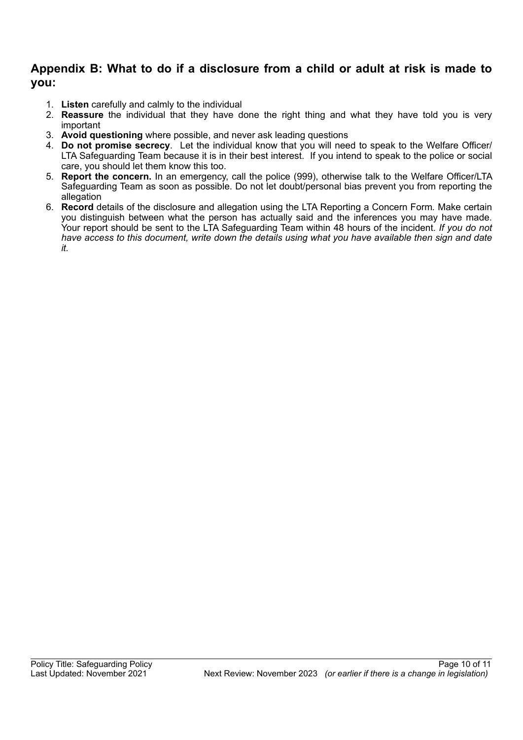## Appendix B: What to do if a disclosure from a child or adult at risk is made to you:

1. **Listen** carefully and calmly to the individual
2. **Reassure** the individual that they have done the right thing and what they have told you is very important
3. **Avoid questioning** where possible, and never ask leading questions
4. **Do not promise secrecy**. Let the individual know that you will need to speak to the Welfare Officer/ LTA Safeguarding Team because it is in their best interest. If you intend to speak to the police or social care, you should let them know this too.
5. **Report the concern.** In an emergency, call the police (999), otherwise talk to the Welfare Officer/LTA Safeguarding Team as soon as possible. Do not let doubt/personal bias prevent you from reporting the allegation
6. **Record** details of the disclosure and allegation using the LTA Reporting a Concern Form. Make certain you distinguish between what the person has actually said and the inferences you may have made. Your report should be sent to the LTA Safeguarding Team within 48 hours of the incident. *If you do not have access to this document, write down the details using what you have available then sign and date it.*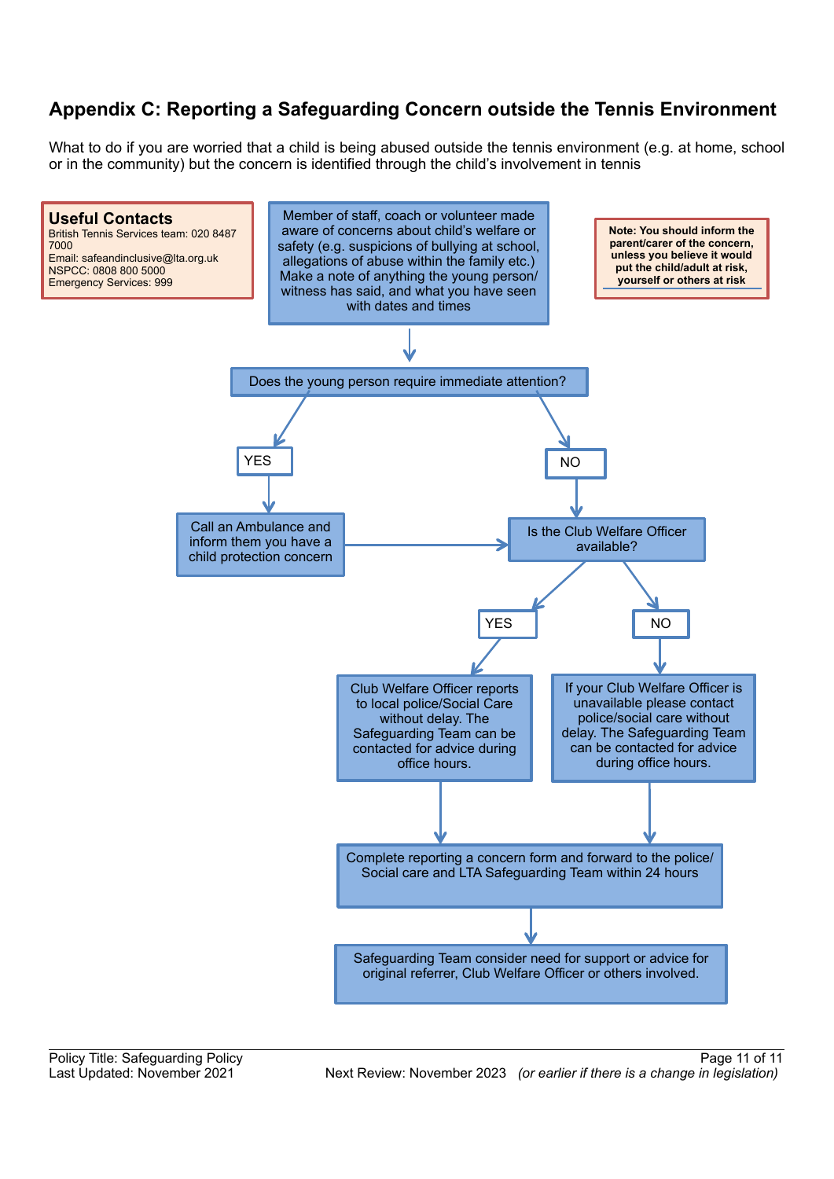## Appendix C: Reporting a Safeguarding Concern outside the Tennis Environment

What to do if you are worried that a child is being abused outside the tennis environment (e.g. at home, school or in the community) but the concern is identified through the child's involvement in tennis

**Useful Contacts**
British Tennis Services team: 020 8487 7000
Email: safeandinclusive@lta.org.uk
NSPCC: 0808 800 5000
Emergency Services: 999

Member of staff, coach or volunteer made aware of concerns about child's welfare or safety (e.g. suspicions of bullying at school, allegations of abuse within the family etc.) Make a note of anything the young person/ witness has said, and what you have seen with dates and times

**Note: You should inform the parent/carer of the concern, unless you believe it would put the child/adult at risk, yourself or others at risk**

Does the young person require immediate attention?

YES

Call an Ambulance and inform them you have a child protection concern

NO

Is the Club Welfare Officer available?

YES

Club Welfare Officer reports to local police/Social Care without delay. The Safeguarding Team can be contacted for advice during office hours.

NO

If your Club Welfare Officer is unavailable please contact police/social care without delay. The Safeguarding Team can be contacted for advice during office hours.

Complete reporting a concern form and forward to the police/ Social care and LTA Safeguarding Team within 24 hours

Safeguarding Team consider need for support or advice for original referrer, Club Welfare Officer or others involved.